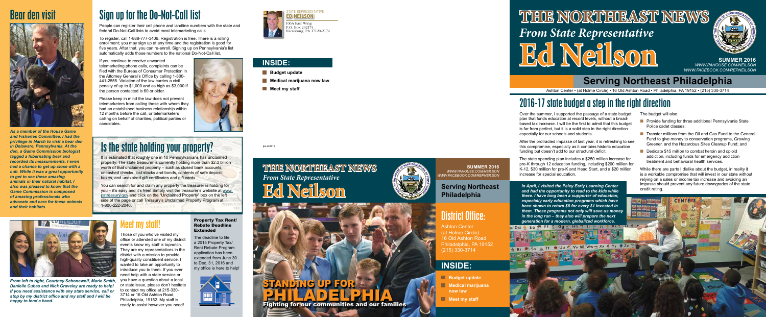# THE NORTHEAST NEWS

*From State Representative*

# Ed Neilson

**SUMMER 2016**

*WWW.PAHOUSE.COM/NEILSON*

*WWW.FACEBOOK.COM/REPNEILSON*

## Serving Northeast Philadelphia

Ashton Center • (at Holme Circle) • 16 Old Ashton Road • Philadelphia, PA 19152 • (215) 330-3714

## 2016-17 state budget a step in the right direction

Over the summer, I supported the passage of a state budget plan that funds education at record levels, without a broad-based tax increase. I will be the first to admit that this budget is far from perfect, but it is a solid step in the right direction especially for our schools and students.

After the protracted impasse of last year, it is refreshing to see this compromise, especially as it contains historic education funding but doesn't add to our structural deficit.

The state spending plan includes a $250 million increase for pre-K through 12 education funding, including $200 million for K-12, $30 million for pre-K and Head Start, and a $20 million increase for special education.

The budget will also:

- Provide funding for three additional Pennsylvania State Police cadet classes;
- Transfer millions from the Oil and Gas Fund to the General Fund to give money to conservation programs, Growing Greener, and the Hazardous Sites Cleanup Fund; and
- Dedicate $15 million to combat heroin and opioid addiction, including funds for emergency addiction treatment and behavioral health services.

While there are parts I dislike about the budget, in reality it is a workable compromise that will invest in our state without relying on a sales or income tax increase and avoiding an impasse should prevent any future downgrades of the state credit rating.

*In April, I visited the Paley Early Learning Center and had the opportunity to read to the kids while there. I have long been a supporter of education, especially early education programs which have been shown to return $8 for every $1 invested in them. These programs not only will save us money in the long run – they also will prepare the next generation for a modern, globalized workforce.*

## Bear den visit

*As a member of the House Game and Fisheries Committee, I had the privilege in March to visit a bear den in Delaware, Pennsylvania. At the den, a Game Commission biologist tagged a hibernating bear and recorded its measurements. I even had a chance to get up close with a cub. While it was a great opportunity to get to see these amazing animals in their natural habitat, I also was pleased to know that the Game Commission is composed of amazing professionals who advocate and care for these animals and their habitats.*

## Sign up for the Do-Not-Call list

People can register their cell phone and landline numbers with the state and federal Do-Not-Call lists to avoid most telemarketing calls.

To register, call 1-888-777-3406. Registration is free. There is a rolling enrollment; you may sign up at any time and the registration is good for five years. After that, you can re-enroll. Signing up on Pennsylvania's list automatically adds those numbers to the national Do-Not-Call list.

If you continue to receive unwanted telemarketing phone calls, complaints can be filed with the Bureau of Consumer Protection in the Attorney General's Office by calling 1-800-441-2555. Violation of the law carries a civil penalty of up to $1,000 and as high as $3,000 if the person contacted is 60 or older.

Please keep in mind the law does not prevent telemarketers from calling those with whom they had an established business relationship within 12 months before the call, or telemarketers calling on behalf of charities, political parties or candidates.

## Is the state holding your property?

It is estimated that roughly one in 10 Pennsylvanians has unclaimed property. The state treasurer is currently holding more than $2.3 billion worth of that unclaimed property – such as closed bank accounts, uncashed checks, lost stocks and bonds, contents of safe deposit boxes, and unexpired gift certificates and gift cards.

You can search for and claim any property the treasurer is holding for you – it's easy and it's free! Simply visit the treasurer's website at www.patreasury.gov and click on the "Unclaimed Property" box on the left side of the page or call Treasury's Unclaimed Property Program at 1-800-222-2046.

## Meet my staff!

Those of you who've visited my office or attended one of my district events know my staff is topnotch. They are my representatives in the district with a mission to provide high-quality constituent service. I wanted to take an opportunity to introduce you to them. If you ever need help with a state service or you have a question about a local or state issue, please don't hesitate to contact my office at 215-330-3714 or 16 Old Ashton Road, Philadelphia, 19152. My staff is ready to assist however you need!

*From left to right, Courtney Schonewolf, Marie Smith, Danielle Cubas and Nick Graveley are ready to help! If you need assistance with any state service, call or stop by my district office and my staff and I will be happy to lend a hand.*

### Property Tax Rent/ Rebate Deadline Extended

The deadline to file a 2015 Property Tax/ Rent Rebate Program application has been extended from June 30 to Dec. 31, 2016 and my office is here to help!

STATE REPRESENTATIVE
ED NEILSON
106A East Wing
P.O. Box 202174
Harrisburg, PA 17120-2174

## INSIDE:

- Budget update
- Medical marijuana now law
- Meet my staff

lps.kl.0816

# THE NORTHEAST NEWS

*From State Representative*

# Ed Neilson

**SUMMER 2016**

*WWW.PAHOUSE.COM/NEILSON*

*WWW.FACEBOOK.COM/REPNEILSON*

**Serving Northeast Philadelphia**

## District Office:

Ashton Center
(at Holme Circle)
16 Old Ashton Road
Philadelphia, PA 19152
(215) 330-3714

## INSIDE:

- Budget update
- Medical marijuana now law
- Meet my staff

# STANDING UP FOR PHILADELPHIA

**Fighting for our communities and our families**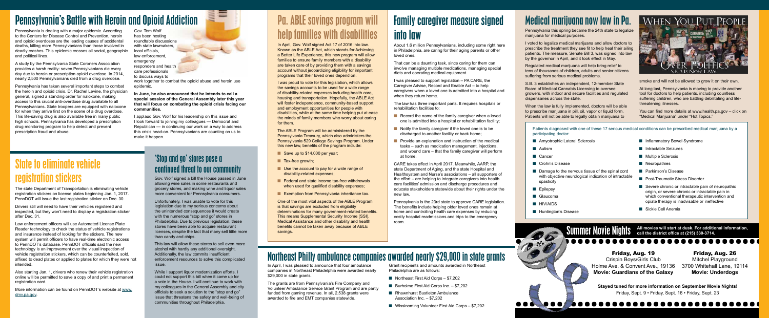# Pennsylvania's Battle with Heroin and Opioid Addiction

Pennsylvania is dealing with a major epidemic. According to the Centers for Disease Control and Prevention, heroin and opioid overdoses are the leading causes of accidental deaths, killing more Pennsylvanians than those involved in deadly crashes. This epidemic crosses all social, geographic and political lines.

A study by the Pennsylvania State Coroners Association provides a harsh reality: seven Pennsylvanians die every day due to heroin or prescription opioid overdose. In 2014, nearly 2,500 Pennsylvanians died from a drug overdose.

Pennsylvania has taken several important steps to combat the heroin and opioid crisis. Dr. Rachel Levine, the physician general, signed a standing order for naloxone, making access to this crucial anti-overdose drug available to all Pennsylvanians. State troopers are equipped with naloxone for when they arrive first on the scene of a drug overdose. This life-saving drug is also available free in many public high schools. Pennsylvania has developed a prescription drug monitoring program to help detect and prevent prescription fraud and abuse.

Gov. Tom Wolf has been hosting roundtable discussions with state lawmakers, local officials, law enforcement, emergency responders and health care professionals to discuss ways to work together to combat the opioid abuse and heroin use epidemic.

**In June, he also announced that he intends to call a special session of the General Assembly later this year that will focus on combating the opioid crisis facing our communities.**

I applaud Gov. Wolf for his leadership on this issue and I look forward to joining my colleagues — Democrat and Republican — in continuing our work on a way to address this crisis head-on. Pennsylvanians are counting on us to make it happen.

# State to eliminate vehicle registration stickers

The state Department of Transportation is eliminating vehicle registration stickers on license plates beginning Jan. 1, 2017. PennDOT will issue the last registration sticker on Dec. 30.

Drivers still will need to have their vehicles registered and inspected, but they won't need to display a registration sticker after Dec. 31.

Law enforcement officers will use Automated License Plate Reader technology to check the status of vehicle registrations and insurance instead of looking for the stickers. The new system will permit officers to have real-time electronic access to PennDOT's database. PennDOT officials said the new technology is an improvement over the visual inspection of vehicle registration stickers, which can be counterfeited, sold, affixed to dead plates or applied to plates for which they were not intended.

Also starting Jan. 1, drivers who renew their vehicle registration online will be permitted to save a copy of and print a permanent registration card.

More information can be found on PennDOT's website at www.dmv.pa.gov.

## 'Stop and go' stores pose a continued threat to our community

Gov. Wolf signed a bill the House passed in June allowing wine sales in some restaurants and grocery stores, and making wine and liquor sales more convenient for Pennsylvania consumers.

Unfortunately, I was unable to vote for this legislation due to my serious concerns about the unintended consequences it would create with the numerous "stop and go" stores in Philadelphia. Due to previous legislation, these stores have been able to acquire restaurant licenses, despite the fact that many sell little more than candy and chips.

This law will allow these stores to sell even more alcohol with hardly any additional oversight. Additionally, the law commits insufficient enforcement resources to solve this complicated issue.

While I support liquor modernization efforts, I could not support this bill when it came up for a vote in the House. I will continue to work with my colleagues in the General Assembly and city officials to seek a solution to the "stop and go" issue that threatens the safety and well-being of communities throughout Philadelphia.

# Pa. ABLE savings program will help families with disabilities

In April, Gov. Wolf signed Act 17 of 2016 into law. Known as the ABLE Act, which stands for Achieving a Better Life Experience, this new program will allow families to ensure family members with a disability are taken care of by providing them with a savings account without jeopardizing eligibility for important programs that their loved ones depend on.

I was proud to vote for this legislation, which allows the savings accounts to be used for a wide range of disability-related expenses including health care, housing and transportation. Hopefully, the ABLE Act will foster independence, community-based support and employment opportunities for people with disabilities, while at the same time helping put at ease the minds of family members who worry about caring for them.

The ABLE Program will be administered by the Pennsylvania Treasury, which also administers the Pennsylvania 529 College Savings Program. Under this new law, benefits of the program include:

- Save up to $14,000 per year;
- Tax-free growth;
- Use the account to pay for a wide range of disability-related expenses;
- Federal and state income tax-free withdrawals when used for qualified disability expenses;
- Exemption from Pennsylvania inheritance tax.

One of the most vital aspects of the ABLE Program is that savings are excluded from eligibility determinations for many government-related benefits. This means Supplemental Security Income (SSI), Medical Assistance and other disability and health benefits cannot be taken away because of ABLE savings.

# Family caregiver measure signed into law

About 1.6 million Pennsylvanians, including some right here in Philadelphia, are caring for their aging parents or other loved ones.

That can be a daunting task, since caring for them can involve managing multiple medications, managing special diets and operating medical equipment.

I was pleased to support legislation – PA CARE, the Caregiver Advise, Record and Enable Act – to help caregivers when a loved one is admitted into a hospital and when they return home.

The law has three important parts. It requires hospitals or rehabilitation facilities to:

- Record the name of the family caregiver when a loved one is admitted into a hospital or rehabilitation facility;
- Notify the family caregiver if the loved one is to be discharged to another facility or back home;
- Provide an explanation and instruction of the medical tasks – such as medication management, injections, and wound care – that the family caregiver will perform at home.

CARE takes effect in April 2017. Meanwhile, AARP, the state Department of Aging, and the state Hospital and Healthsystem and Nurse's associations – all supporters of the effort – are helping to integrate caregivers into health care facilities' admission and discharge procedures and educate stakeholders statewide about their rights under the new law.

Pennsylvania is the 23rd state to approve CARE legislation. The benefits include helping older loved ones remain at home and controlling health care expenses by reducing costly hospital readmissions and trips to the emergency room.

# Northeast Philly ambulance companies awarded nearly $29,000 in state grants

In April, I was pleased to announce that four ambulance companies in Northeast Philadelphia were awarded nearly $29,000 in state grants.

The grants are from Pennsylvania's Fire Company and Volunteer Ambulance Service Grant Program and are partly funded from gaming revenue. In all, 2,538 grants were awarded to fire and EMT companies statewide.

Grant recipients and amounts awarded in Northeast Philadelphia are as follows:

- Northeast First Aid Corps – $7,202
- Burholme First Aid Corps Inc. – $7,202
- Rhawnhurst Bustleton Ambulance Association Inc. – $7,202
- Wissinoming Volunteer First Aid Corps – $7,202.

# Medical marijuana now law in Pa.

Pennsylvania this spring became the 24th state to legalize marijuana for medical purposes.

I voted to legalize medical marijuana and allow doctors to prescribe the treatment they see fit to help heal their ailing patients. The measure, Senate Bill 3, was signed into law by the governor in April, and it took effect in May.

Regulated medical marijuana will help bring relief to tens of thousands of children, adults and senior citizens suffering from serious medical problems.

S.B. 3 establishes an independent, 12-member State Board of Medical Cannabis Licensing to oversee growers, with indoor and secure facilities and regulated dispensaries across the state.

When the law is fully implemented, doctors will be able to prescribe marijuana in pill, oil, vapor or liquid form. Patients will not be able to legally obtain marijuana to smoke and will not be allowed to grow it on their own.

At long last, Pennsylvania is moving to provide another tool for doctors to help patients, including countless suffering children, who are battling debilitating and life-threatening illnesses.

You can find more details at www.health.pa.gov – click on "Medical Marijuana" under "Hot Topics."

Patients diagnosed with one of these 17 serious medical conditions can be prescribed medical marijuana by a participating doctor:

- Amyotrophic Lateral Sclerosis
- Autism
- Cancer
- Crohn's Disease
- Damage to the nervous tissue of the spinal cord with objective neurological indication of intractable spasticity
- Epilepsy
- Glaucoma
- HIV/AIDS
- Huntington's Disease
- Inflammatory Bowel Syndrome
- Intractable Seizures
- Multiple Sclerosis
- Neuropathies
- Parkinson's Disease
- Post-Traumatic Stress Disorder
- Severe chronic or intractable pain of neuropathic origin, or severe chronic or intractable pain in which conventional therapeutic intervention and opiate therapy is inadvisable or ineffective
- Sickle Cell Anemia

# Summer Movie Nights

**All movies will start at dusk. For additional information, call the district office at (215) 330-3714.**

**Friday, Aug. 19**
Crispin Boys/Girls Club
Holme Ave. & Convent Ave., 19136
**Movie: Guardians of the Galaxy**

**Friday, Aug. 26**
Mitchel Playground
3700 Whitehall Lane, 19114
**Movie: Underdogs**

**Stayed tuned for more information on September Movie Nights!**
Friday, Sept. 9 • Friday, Sept. 16 • Friday, Sept. 23